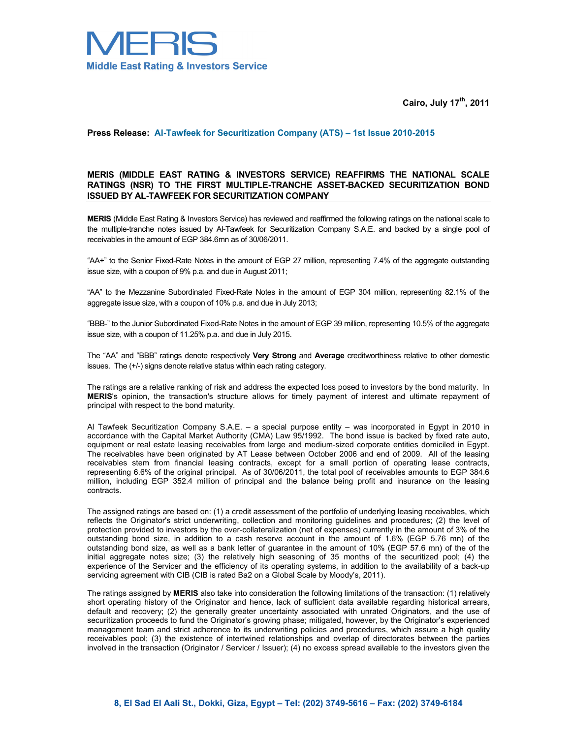# MERIS

**Middle East Rating & Investors Service**

**Cairo, July 17th, 2011**

**Press Release: Al-Tawfeek for Securitization Company (ATS) – 1st Issue 2010-2015**

## MERIS (MIDDLE EAST RATING & INVESTORS SERVICE) REAFFIRMS THE NATIONAL SCALE RATINGS (NSR) TO THE FIRST MULTIPLE-TRANCHE ASSET-BACKED SECURITIZATION BOND ISSUED BY AL-TAWFEEK FOR SECURITIZATION COMPANY

**MERIS** (Middle East Rating & Investors Service) has reviewed and reaffirmed the following ratings on the national scale to the multiple-tranche notes issued by Al-Tawfeek for Securitization Company S.A.E. and backed by a single pool of receivables in the amount of EGP 384.6mn as of 30/06/2011.

"AA+" to the Senior Fixed-Rate Notes in the amount of EGP 27 million, representing 7.4% of the aggregate outstanding issue size, with a coupon of 9% p.a. and due in August 2011;

"AA" to the Mezzanine Subordinated Fixed-Rate Notes in the amount of EGP 304 million, representing 82.1% of the aggregate issue size, with a coupon of 10% p.a. and due in July 2013;

"BBB-" to the Junior Subordinated Fixed-Rate Notes in the amount of EGP 39 million, representing 10.5% of the aggregate issue size, with a coupon of 11.25% p.a. and due in July 2015.

The "AA" and "BBB" ratings denote respectively **Very Strong** and **Average** creditworthiness relative to other domestic issues. The (+/-) signs denote relative status within each rating category.

The ratings are a relative ranking of risk and address the expected loss posed to investors by the bond maturity. In **MERIS**'s opinion, the transaction's structure allows for timely payment of interest and ultimate repayment of principal with respect to the bond maturity.

Al Tawfeek Securitization Company S.A.E. – a special purpose entity – was incorporated in Egypt in 2010 in accordance with the Capital Market Authority (CMA) Law 95/1992. The bond issue is backed by fixed rate auto, equipment or real estate leasing receivables from large and medium-sized corporate entities domiciled in Egypt. The receivables have been originated by AT Lease between October 2006 and end of 2009. All of the leasing receivables stem from financial leasing contracts, except for a small portion of operating lease contracts, representing 6.6% of the original principal. As of 30/06/2011, the total pool of receivables amounts to EGP 384.6 million, including EGP 352.4 million of principal and the balance being profit and insurance on the leasing contracts.

The assigned ratings are based on: (1) a credit assessment of the portfolio of underlying leasing receivables, which reflects the Originator's strict underwriting, collection and monitoring guidelines and procedures; (2) the level of protection provided to investors by the over-collateralization (net of expenses) currently in the amount of 3% of the outstanding bond size, in addition to a cash reserve account in the amount of 1.6% (EGP 5.76 mn) of the outstanding bond size, as well as a bank letter of guarantee in the amount of 10% (EGP 57.6 mn) of the of the initial aggregate notes size; (3) the relatively high seasoning of 35 months of the securitized pool; (4) the experience of the Servicer and the efficiency of its operating systems, in addition to the availability of a back-up servicing agreement with CIB (CIB is rated Ba2 on a Global Scale by Moody's, 2011).

The ratings assigned by **MERIS** also take into consideration the following limitations of the transaction: (1) relatively short operating history of the Originator and hence, lack of sufficient data available regarding historical arrears, default and recovery; (2) the generally greater uncertainty associated with unrated Originators, and the use of securitization proceeds to fund the Originator's growing phase; mitigated, however, by the Originator's experienced management team and strict adherence to its underwriting policies and procedures, which assure a high quality receivables pool; (3) the existence of intertwined relationships and overlap of directorates between the parties involved in the transaction (Originator / Servicer / Issuer); (4) no excess spread available to the investors given the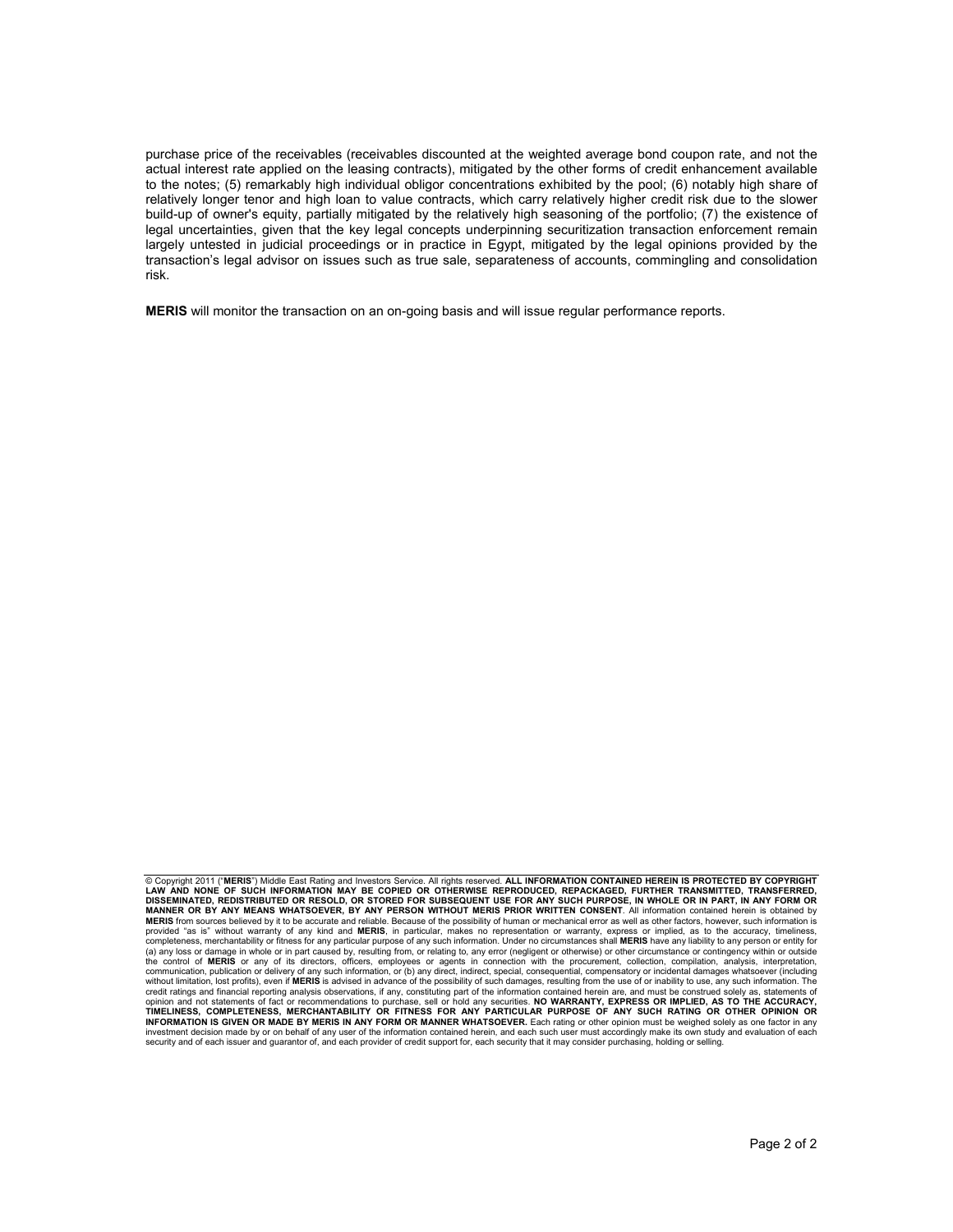purchase price of the receivables (receivables discounted at the weighted average bond coupon rate, and not the actual interest rate applied on the leasing contracts), mitigated by the other forms of credit enhancement available to the notes; (5) remarkably high individual obligor concentrations exhibited by the pool; (6) notably high share of relatively longer tenor and high loan to value contracts, which carry relatively higher credit risk due to the slower build-up of owner's equity, partially mitigated by the relatively high seasoning of the portfolio; (7) the existence of legal uncertainties, given that the key legal concepts underpinning securitization transaction enforcement remain largely untested in judicial proceedings or in practice in Egypt, mitigated by the legal opinions provided by the transaction's legal advisor on issues such as true sale, separateness of accounts, commingling and consolidation risk.

**MERIS** will monitor the transaction on an on-going basis and will issue regular performance reports.

---

© Copyright 2011 ("**MERIS**") Middle East Rating and Investors Service. All rights reserved. **ALL INFORMATION CONTAINED HEREIN IS PROTECTED BY COPYRIGHT LAW AND NONE OF SUCH INFORMATION MAY BE COPIED OR OTHERWISE REPRODUCED, REPACKAGED, FURTHER TRANSMITTED, TRANSFERRED, DISSEMINATED, REDISTRIBUTED OR RESOLD, OR STORED FOR SUBSEQUENT USE FOR ANY SUCH PURPOSE, IN WHOLE OR IN PART, IN ANY FORM OR MANNER OR BY ANY MEANS WHATSOEVER, BY ANY PERSON WITHOUT MERIS PRIOR WRITTEN CONSENT**. All information contained herein is obtained by **MERIS** from sources believed by it to be accurate and reliable. Because of the possibility of human or mechanical error as well as other factors, however, such information is provided "as is" without warranty of any kind and **MERIS**, in particular, makes no representation or warranty, express or implied, as to the accuracy, timeliness, completeness, merchantability or fitness for any particular purpose of any such information. Under no circumstances shall **MERIS** have any liability to any person or entity for (a) any loss or damage in whole or in part caused by, resulting from, or relating to, any error (negligent or otherwise) or other circumstance or contingency within or outside the control of **MERIS** or any of its directors, officers, employees or agents in connection with the procurement, collection, compilation, analysis, interpretation, communication, publication or delivery of any such information, or (b) any direct, indirect, special, consequential, compensatory or incidental damages whatsoever (including without limitation, lost profits), even if **MERIS** is advised in advance of the possibility of such damages, resulting from the use of or inability to use, any such information. The credit ratings and financial reporting analysis observations, if any, constituting part of the information contained herein are, and must be construed solely as, statements of opinion and not statements of fact or recommendations to purchase, sell or hold any securities. **NO WARRANTY, EXPRESS OR IMPLIED, AS TO THE ACCURACY, TIMELINESS, COMPLETENESS, MERCHANTABILITY OR FITNESS FOR ANY PARTICULAR PURPOSE OF ANY SUCH RATING OR OTHER OPINION OR INFORMATION IS GIVEN OR MADE BY MERIS IN ANY FORM OR MANNER WHATSOEVER.** Each rating or other opinion must be weighed solely as one factor in any investment decision made by or on behalf of any user of the information contained herein, and each such user must accordingly make its own study and evaluation of each security and of each issuer and guarantor of, and each provider of credit support for, each security that it may consider purchasing, holding or selling.